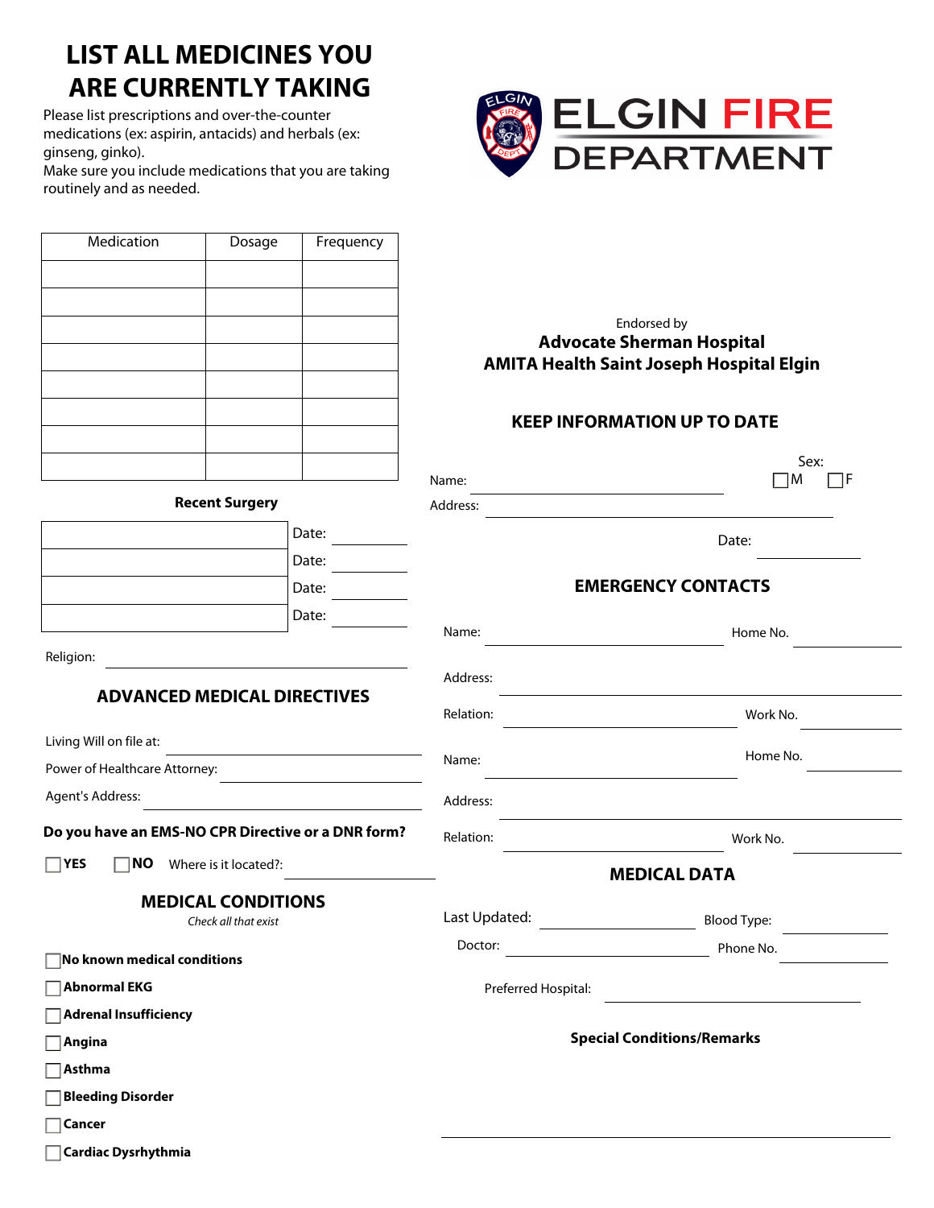# LIST ALL MEDICINES YOU ARE CURRENTLY TAKING

Please list prescriptions and over-the-counter medications (ex: aspirin, antacids) and herbals (ex: ginseng, ginko).
Make sure you include medications that you are taking routinely and as needed.

| Medication | Dosage | Frequency |
|---|---|---|
| | | |
| | | |
| | | |
| | | |
| | | |
| | | |
| | | |
| | | |

**Recent Surgery**

| | |
|---|---|
| | Date: ________ |
| | Date: ________ |
| | Date: ________ |
| | Date: ________ |

Religion: ____________________

## ADVANCED MEDICAL DIRECTIVES

Living Will on file at: ____________________

Power of Healthcare Attorney: ____________________

Agent's Address: ____________________

**Do you have an EMS-NO CPR Directive or a DNR form?**

☐ **YES** ☐ **NO** Where is it located?: ____________________

## MEDICAL CONDITIONS

*Check all that exist*

☐ **No known medical conditions**

☐ **Abnormal EKG**

☐ **Adrenal Insufficiency**

☐ **Angina**

☐ **Asthma**

☐ **Bleeding Disorder**

☐ **Cancer**

☐ **Cardiac Dysrhythmia**

# ELGIN FIRE DEPARTMENT

Endorsed by
**Advocate Sherman Hospital**
**AMITA Health Saint Joseph Hospital Elgin**

## KEEP INFORMATION UP TO DATE

Name: ____________________ Sex: ☐ M ☐ F

Address: ____________________

Date: ________

## EMERGENCY CONTACTS

Name: ____________________ Home No. ________

Address: ____________________

Relation: ____________________ Work No. ________

Name: ____________________ Home No. ________

Address: ____________________

Relation: ____________________ Work No. ________

## MEDICAL DATA

Last Updated: ____________________ Blood Type: ________

Doctor: ____________________ Phone No. ________

Preferred Hospital: ____________________

**Special Conditions/Remarks**

____________________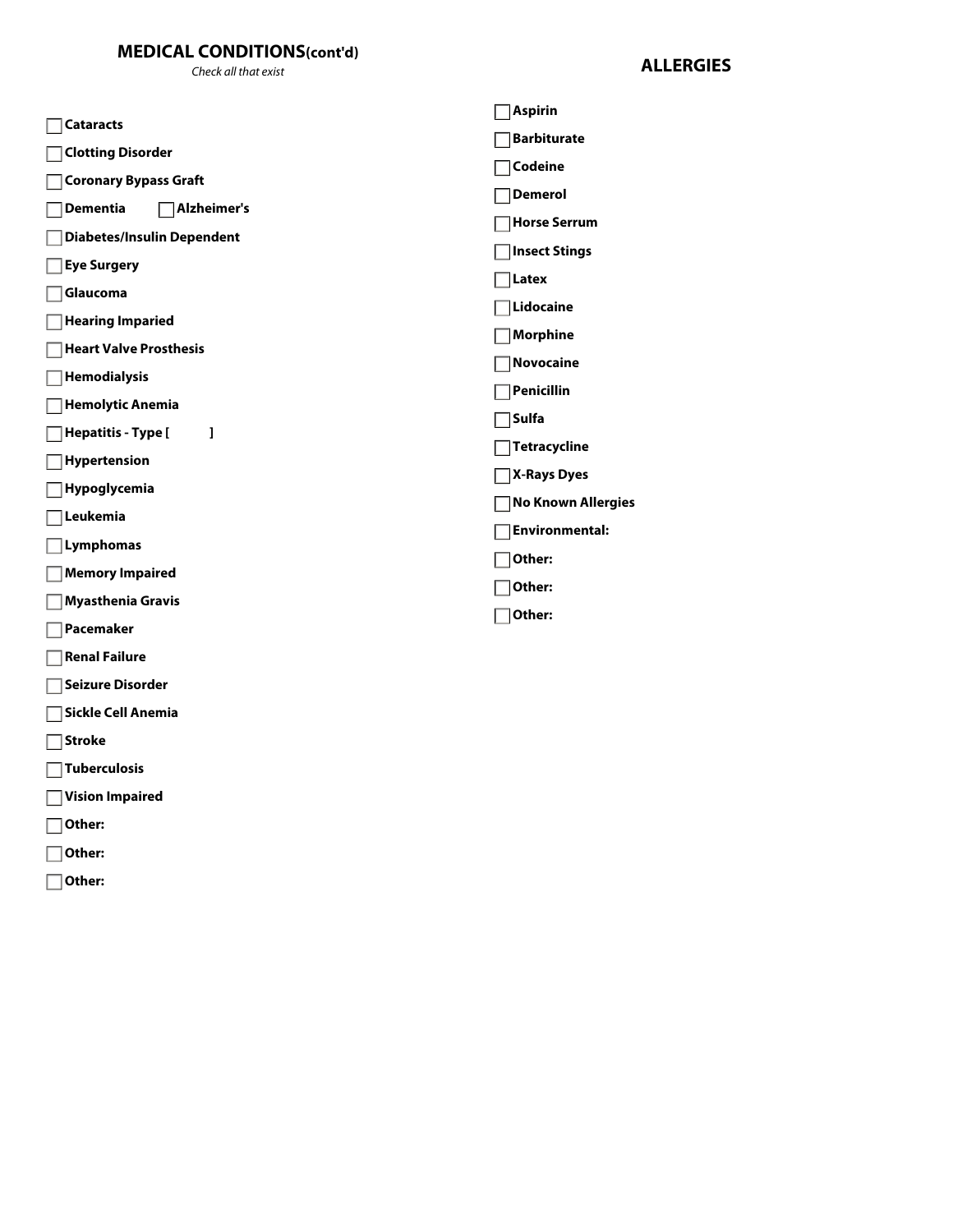## MEDICAL CONDITIONS(cont'd)

*Check all that exist*

- [ ] Cataracts
- [ ] Clotting Disorder
- [ ] Coronary Bypass Graft
- [ ] Dementia  - [ ] Alzheimer's
- [ ] Diabetes/Insulin Dependent
- [ ] Eye Surgery
- [ ] Glaucoma
- [ ] Hearing Imparied
- [ ] Heart Valve Prosthesis
- [ ] Hemodialysis
- [ ] Hemolytic Anemia
- [ ] Hepatitis - Type [ ]
- [ ] Hypertension
- [ ] Hypoglycemia
- [ ] Leukemia
- [ ] Lymphomas
- [ ] Memory Impaired
- [ ] Myasthenia Gravis
- [ ] Pacemaker
- [ ] Renal Failure
- [ ] Seizure Disorder
- [ ] Sickle Cell Anemia
- [ ] Stroke
- [ ] Tuberculosis
- [ ] Vision Impaired
- [ ] Other:
- [ ] Other:
- [ ] Other:

## ALLERGIES

- [ ] Aspirin
- [ ] Barbiturate
- [ ] Codeine
- [ ] Demerol
- [ ] Horse Serrum
- [ ] Insect Stings
- [ ] Latex
- [ ] Lidocaine
- [ ] Morphine
- [ ] Novocaine
- [ ] Penicillin
- [ ] Sulfa
- [ ] Tetracycline
- [ ] X-Rays Dyes
- [ ] No Known Allergies
- [ ] Environmental:
- [ ] Other:
- [ ] Other:
- [ ] Other: